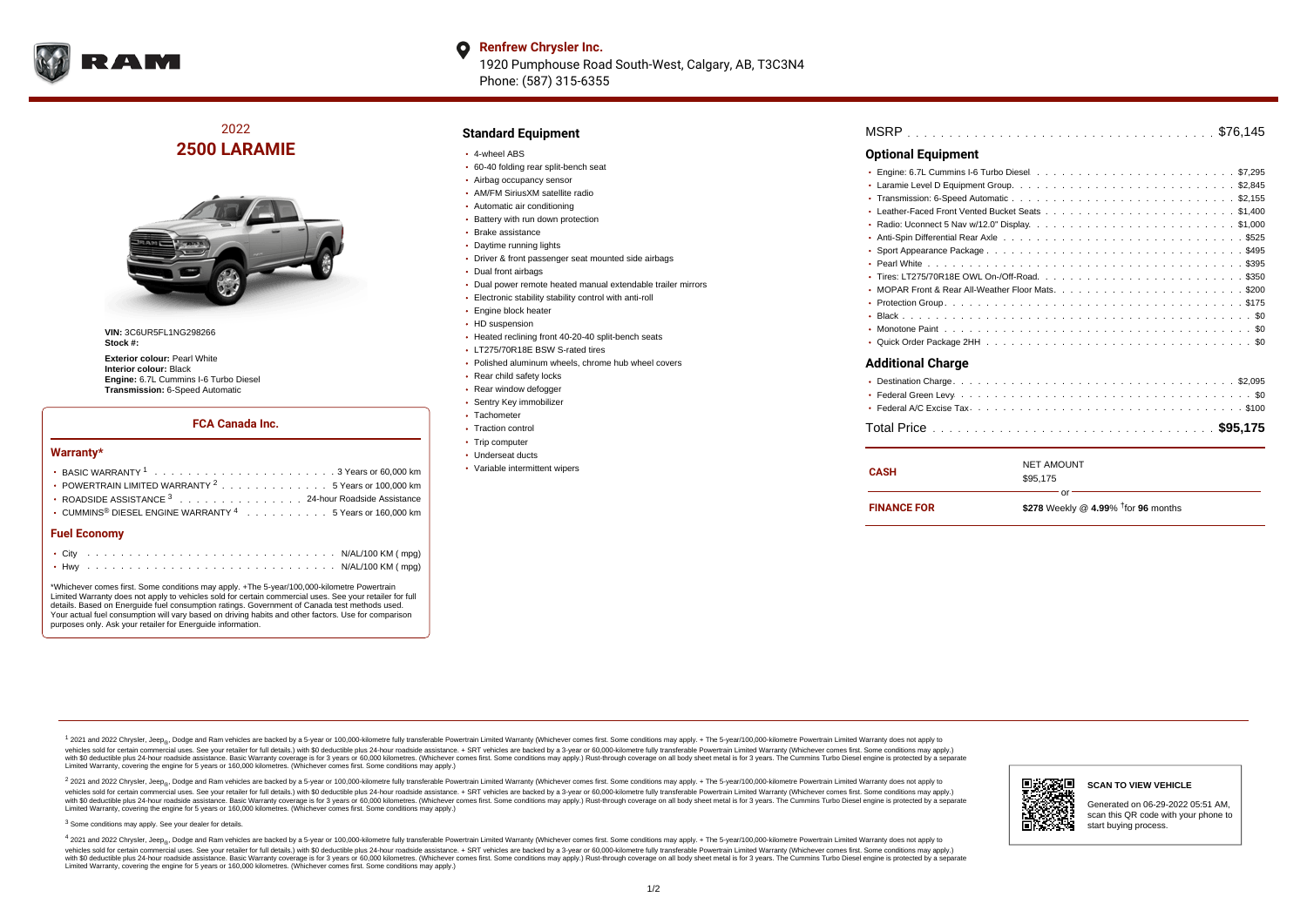**Renfrew Chrysler Inc.**
1920 Pumphouse Road South-West, Calgary, AB, T3C3N4
Phone: (587) 315-6355

# 2022 2500 LARAMIE

**VIN:** 3C6UR5FL1NG298266
**Stock #:**

**Exterior colour:** Pearl White
**Interior colour:** Black
**Engine:** 6.7L Cummins I-6 Turbo Diesel
**Transmission:** 6-Speed Automatic

### FCA Canada Inc.

#### Warranty*

- BASIC WARRANTY [1] . . . . . 3 Years or 60,000 km
- POWERTRAIN LIMITED WARRANTY [2] . . . . . 5 Years or 100,000 km
- ROADSIDE ASSISTANCE [3] . . . . . 24-hour Roadside Assistance
- CUMMINS® DIESEL ENGINE WARRANTY [4] . . . . . 5 Years or 160,000 km

#### Fuel Economy

- City . . . . . N/AL/100 KM ( mpg)
- Hwy . . . . . N/AL/100 KM ( mpg)

*Whichever comes first. Some conditions may apply. +The 5-year/100,000-kilometre Powertrain Limited Warranty does not apply to vehicles sold for certain commercial uses. See your retailer for full details. Based on Energuide fuel consumption ratings. Government of Canada test methods used. Your actual fuel consumption will vary based on driving habits and other factors. Use for comparison purposes only. Ask your retailer for Energuide information.

## Standard Equipment

- 4-wheel ABS
- 60-40 folding rear split-bench seat
- Airbag occupancy sensor
- AM/FM SiriusXM satellite radio
- Automatic air conditioning
- Battery with run down protection
- Brake assistance
- Daytime running lights
- Driver & front passenger seat mounted side airbags
- Dual front airbags
- Dual power remote heated manual extendable trailer mirrors
- Electronic stability stability control with anti-roll
- Engine block heater
- HD suspension
- Heated reclining front 40-20-40 split-bench seats
- LT275/70R18E BSW S-rated tires
- Polished aluminum wheels, chrome hub wheel covers
- Rear child safety locks
- Rear window defogger
- Sentry Key immobilizer
- Tachometer
- Traction control
- Trip computer
- Underseat ducts
- Variable intermittent wipers

MSRP . . . . . $76,145

## Optional Equipment

- Engine: 6.7L Cummins I-6 Turbo Diesel . . . . . $7,295
- Laramie Level D Equipment Group. . . . . $2,845
- Transmission: 6-Speed Automatic . . . . . $2,155
- Leather-Faced Front Vented Bucket Seats . . . . . $1,400
- Radio: Uconnect 5 Nav w/12.0" Display. . . . . $1,000
- Anti-Spin Differential Rear Axle . . . . . $525
- Sport Appearance Package . . . . . $495
- Pearl White . . . . . $395
- Tires: LT275/70R18E OWL On-/Off-Road. . . . . $350
- MOPAR Front & Rear All-Weather Floor Mats. . . . . $200
- Protection Group. . . . . $175
- Black . . . . . $0
- Monotone Paint . . . . . $0
- Quick Order Package 2HH . . . . . $0

## Additional Charge

- Destination Charge. . . . . $2,095
- Federal Green Levy . . . . . $0
- Federal A/C Excise Tax. . . . . $100

Total Price . . . . . **$95,175**

| | |
|---|---|
| **CASH** | NET AMOUNT<br>$95,175 |
| | or |
| **FINANCE FOR** | **$278** Weekly @ **4.99**% [†]for **96** months |

[1] 2021 and 2022 Chrysler, Jeep®, Dodge and Ram vehicles are backed by a 5-year or 100,000-kilometre fully transferable Powertrain Limited Warranty (Whichever comes first. Some conditions may apply. + The 5-year/100,000-kilometre Powertrain Limited Warranty does not apply to vehicles sold for certain commercial uses. See your retailer for full details.) with $0 deductible plus 24-hour roadside assistance. + SRT vehicles are backed by a 3-year or 60,000-kilometre fully transferable Powertrain Limited Warranty (Whichever comes first. Some conditions may apply.) with $0 deductible plus 24-hour roadside assistance. Basic Warranty coverage is for 3 years or 60,000 kilometres. (Whichever comes first. Some conditions may apply.) Rust-through coverage on all body sheet metal is for 3 years. The Cummins Turbo Diesel engine is protected by a separate Limited Warranty, covering the engine for 5 years or 160,000 kilometres. (Whichever comes first. Some conditions may apply.)

[2] 2021 and 2022 Chrysler, Jeep®, Dodge and Ram vehicles are backed by a 5-year or 100,000-kilometre fully transferable Powertrain Limited Warranty (Whichever comes first. Some conditions may apply. + The 5-year/100,000-kilometre Powertrain Limited Warranty does not apply to vehicles sold for certain commercial uses. See your retailer for full details.) with $0 deductible plus 24-hour roadside assistance. + SRT vehicles are backed by a 3-year or 60,000-kilometre fully transferable Powertrain Limited Warranty (Whichever comes first. Some conditions may apply.) with $0 deductible plus 24-hour roadside assistance. Basic Warranty coverage is for 3 years or 60,000 kilometres. (Whichever comes first. Some conditions may apply.) Rust-through coverage on all body sheet metal is for 3 years. The Cummins Turbo Diesel engine is protected by a separate Limited Warranty, covering the engine for 5 years or 160,000 kilometres. (Whichever comes first. Some conditions may apply.)

[3] Some conditions may apply. See your dealer for details.

[4] 2021 and 2022 Chrysler, Jeep®, Dodge and Ram vehicles are backed by a 5-year or 100,000-kilometre fully transferable Powertrain Limited Warranty (Whichever comes first. Some conditions may apply. + The 5-year/100,000-kilometre Powertrain Limited Warranty does not apply to vehicles sold for certain commercial uses. See your retailer for full details.) with $0 deductible plus 24-hour roadside assistance. + SRT vehicles are backed by a 3-year or 60,000-kilometre fully transferable Powertrain Limited Warranty (Whichever comes first. Some conditions may apply.) with $0 deductible plus 24-hour roadside assistance. Basic Warranty coverage is for 3 years or 60,000 kilometres. (Whichever comes first. Some conditions may apply.) Rust-through coverage on all body sheet metal is for 3 years. The Cummins Turbo Diesel engine is protected by a separate Limited Warranty, covering the engine for 5 years or 160,000 kilometres. (Whichever comes first. Some conditions may apply.)

**SCAN TO VIEW VEHICLE**

Generated on 06-29-2022 05:51 AM, scan this QR code with your phone to start buying process.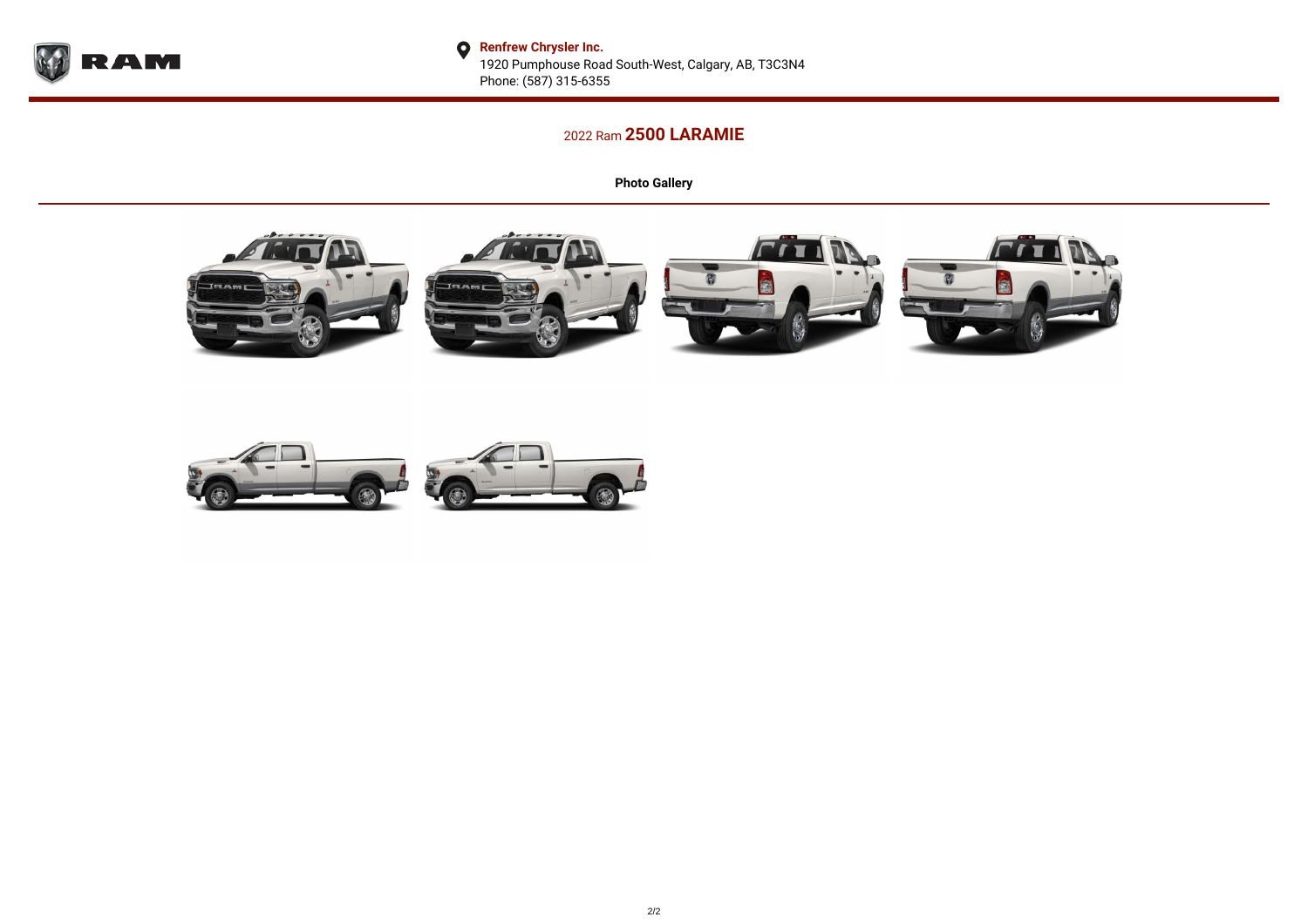**Renfrew Chrysler Inc.**
1920 Pumphouse Road South-West, Calgary, AB, T3C3N4
Phone: (587) 315-6355

# 2022 Ram **2500 LARAMIE**

**Photo Gallery**